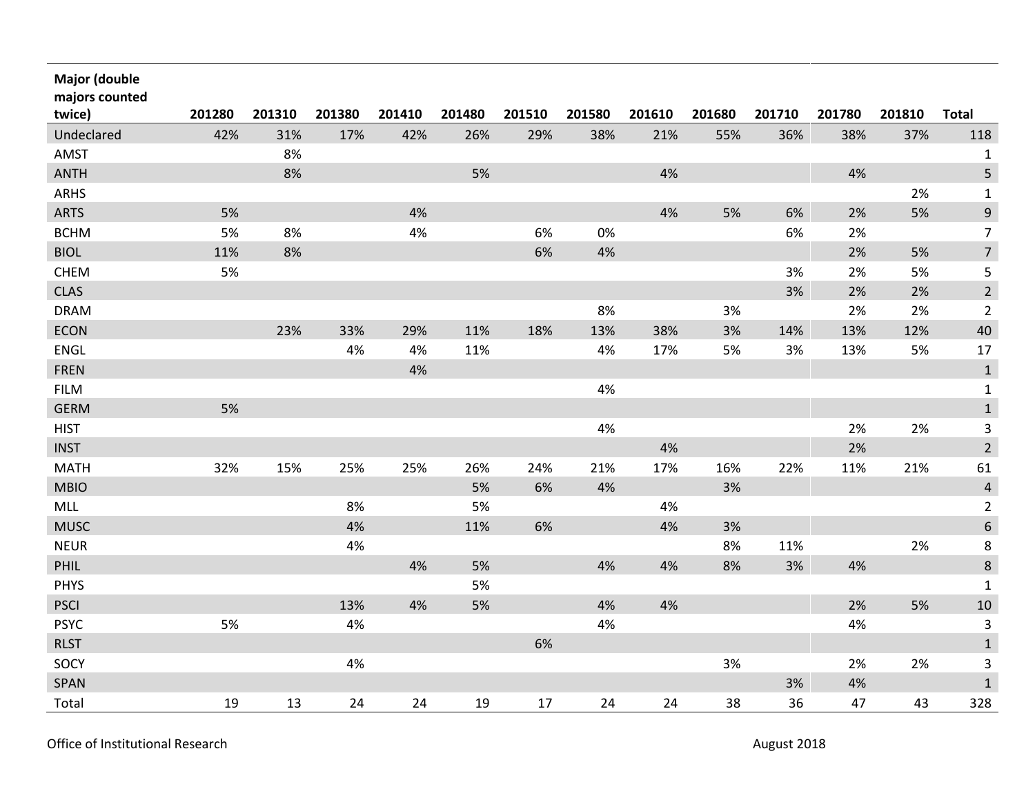| Major (double majors counted twice) | 201280 | 201310 | 201380 | 201410 | 201480 | 201510 | 201580 | 201610 | 201680 | 201710 | 201780 | 201810 | Total |
|---|---|---|---|---|---|---|---|---|---|---|---|---|---|
| Undeclared | 42% | 31% | 17% | 42% | 26% | 29% | 38% | 21% | 55% | 36% | 38% | 37% | 118 |
| AMST | | 8% | | | | | | | | | | | 1 |
| ANTH | | 8% | | | 5% | | | 4% | | | 4% | | 5 |
| ARHS | | | | | | | | | | | | 2% | 1 |
| ARTS | 5% | | | 4% | | | | 4% | 5% | 6% | 2% | 5% | 9 |
| BCHM | 5% | 8% | | 4% | | 6% | 0% | | | 6% | 2% | | 7 |
| BIOL | 11% | 8% | | | | 6% | 4% | | | | 2% | 5% | 7 |
| CHEM | 5% | | | | | | | | | 3% | 2% | 5% | 5 |
| CLAS | | | | | | | | | | 3% | 2% | 2% | 2 |
| DRAM | | | | | | | 8% | | 3% | | 2% | 2% | 2 |
| ECON | | 23% | 33% | 29% | 11% | 18% | 13% | 38% | 3% | 14% | 13% | 12% | 40 |
| ENGL | | | 4% | 4% | 11% | | 4% | 17% | 5% | 3% | 13% | 5% | 17 |
| FREN | | | | 4% | | | | | | | | | 1 |
| FILM | | | | | | | 4% | | | | | | 1 |
| GERM | 5% | | | | | | | | | | | | 1 |
| HIST | | | | | | | 4% | | | | 2% | 2% | 3 |
| INST | | | | | | | | 4% | | | 2% | | 2 |
| MATH | 32% | 15% | 25% | 25% | 26% | 24% | 21% | 17% | 16% | 22% | 11% | 21% | 61 |
| MBIO | | | | | 5% | 6% | 4% | | 3% | | | | 4 |
| MLL | | | 8% | | 5% | | | 4% | | | | | 2 |
| MUSC | | | 4% | | 11% | 6% | | 4% | 3% | | | | 6 |
| NEUR | | | 4% | | | | | | 8% | 11% | | 2% | 8 |
| PHIL | | | | 4% | 5% | | 4% | 4% | 8% | 3% | 4% | | 8 |
| PHYS | | | | | 5% | | | | | | | | 1 |
| PSCI | | | 13% | 4% | 5% | | 4% | 4% | | | 2% | 5% | 10 |
| PSYC | 5% | | 4% | | | | 4% | | | | 4% | | 3 |
| RLST | | | | | | 6% | | | | | | | 1 |
| SOCY | | | 4% | | | | | | 3% | | 2% | 2% | 3 |
| SPAN | | | | | | | | | | 3% | 4% | | 1 |
| Total | 19 | 13 | 24 | 24 | 19 | 17 | 24 | 24 | 38 | 36 | 47 | 43 | 328 |

Office of Institutional Research

August 2018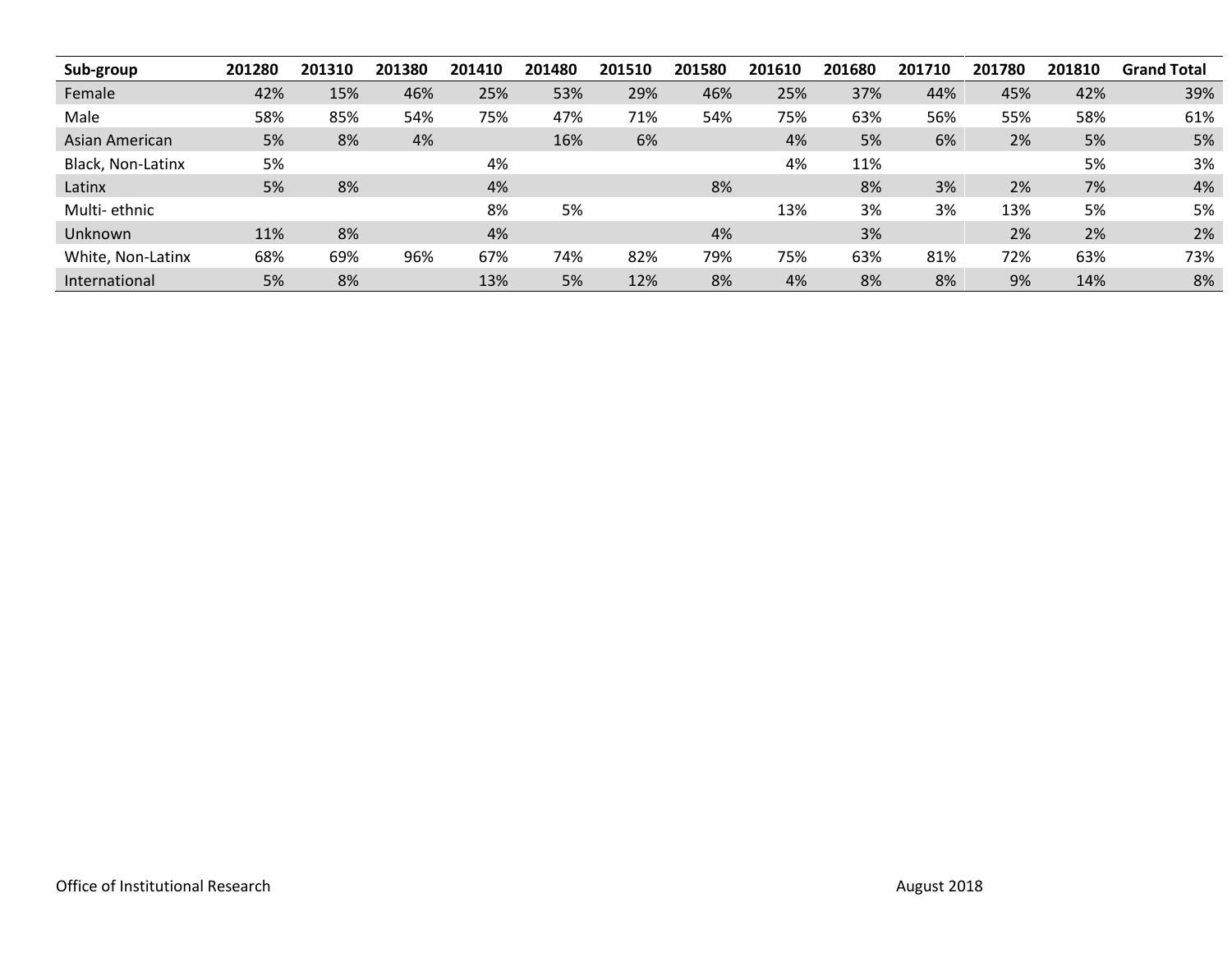| Sub-group | 201280 | 201310 | 201380 | 201410 | 201480 | 201510 | 201580 | 201610 | 201680 | 201710 | 201780 | 201810 | Grand Total |
|---|---|---|---|---|---|---|---|---|---|---|---|---|---|
| Female | 42% | 15% | 46% | 25% | 53% | 29% | 46% | 25% | 37% | 44% | 45% | 42% | 39% |
| Male | 58% | 85% | 54% | 75% | 47% | 71% | 54% | 75% | 63% | 56% | 55% | 58% | 61% |
| Asian American | 5% | 8% | 4% | | 16% | 6% | | 4% | 5% | 6% | 2% | 5% | 5% |
| Black, Non-Latinx | 5% | | | 4% | | | | 4% | 11% | | | 5% | 3% |
| Latinx | 5% | 8% | | 4% | | | 8% | | 8% | 3% | 2% | 7% | 4% |
| Multi- ethnic | | | | 8% | 5% | | | 13% | 3% | 3% | 13% | 5% | 5% |
| Unknown | 11% | 8% | | 4% | | | 4% | | 3% | | 2% | 2% | 2% |
| White, Non-Latinx | 68% | 69% | 96% | 67% | 74% | 82% | 79% | 75% | 63% | 81% | 72% | 63% | 73% |
| International | 5% | 8% | | 13% | 5% | 12% | 8% | 4% | 8% | 8% | 9% | 14% | 8% |